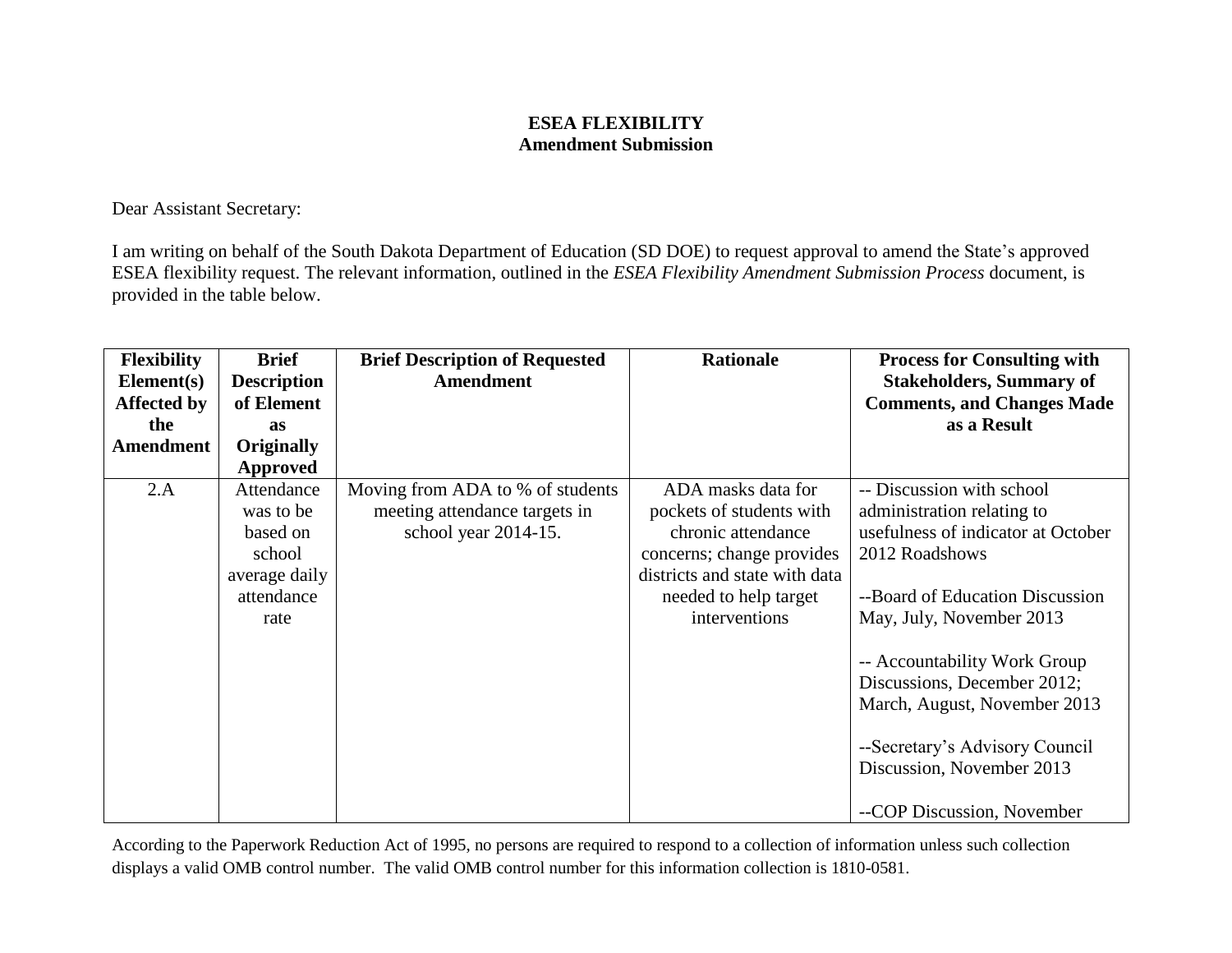**ESEA FLEXIBILITY**
**Amendment Submission**

Dear Assistant Secretary:

I am writing on behalf of the South Dakota Department of Education (SD DOE) to request approval to amend the State's approved ESEA flexibility request. The relevant information, outlined in the *ESEA Flexibility Amendment Submission Process* document, is provided in the table below.

| Flexibility Element(s) Affected by the Amendment | Brief Description of Element as Originally Approved | Brief Description of Requested Amendment | Rationale | Process for Consulting with Stakeholders, Summary of Comments, and Changes Made as a Result |
|---|---|---|---|---|
| 2.A | Attendance was to be based on school average daily attendance rate | Moving from ADA to % of students meeting attendance targets in school year 2014-15. | ADA masks data for pockets of students with chronic attendance concerns; change provides districts and state with data needed to help target interventions | -- Discussion with school administration relating to usefulness of indicator at October 2012 Roadshows<br><br>--Board of Education Discussion May, July, November 2013<br><br>-- Accountability Work Group Discussions, December 2012; March, August, November 2013<br><br>--Secretary's Advisory Council Discussion, November 2013<br><br>--COP Discussion, November |

According to the Paperwork Reduction Act of 1995, no persons are required to respond to a collection of information unless such collection displays a valid OMB control number. The valid OMB control number for this information collection is 1810-0581.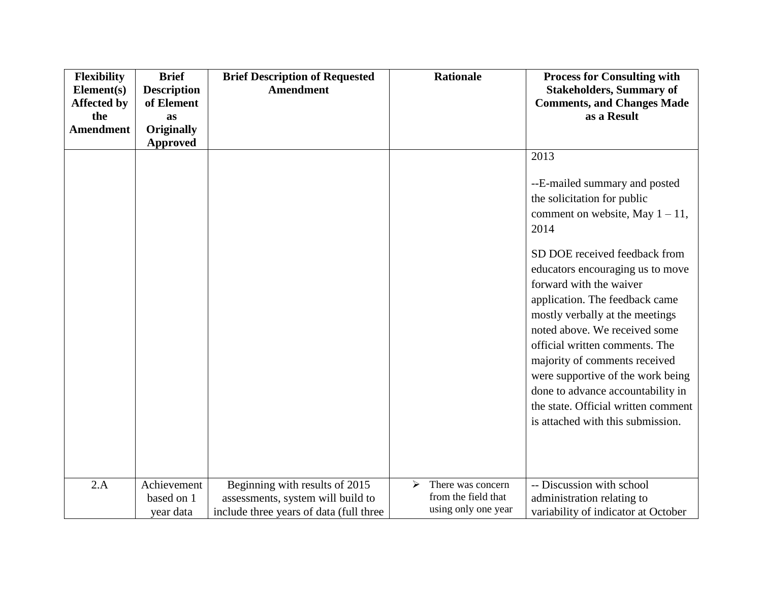| Flexibility Element(s) Affected by the Amendment | Brief Description of Element as Originally Approved | Brief Description of Requested Amendment | Rationale | Process for Consulting with Stakeholders, Summary of Comments, and Changes Made as a Result |
|---|---|---|---|---|
| | | | | 2013<br><br>--E-mailed summary and posted the solicitation for public comment on website, May 1 – 11, 2014<br><br>SD DOE received feedback from educators encouraging us to move forward with the waiver application. The feedback came mostly verbally at the meetings noted above. We received some official written comments. The majority of comments received were supportive of the work being done to advance accountability in the state. Official written comment is attached with this submission. |
| 2.A | Achievement based on 1 year data | Beginning with results of 2015 assessments, system will build to include three years of data (full three | ➢ There was concern from the field that using only one year | -- Discussion with school administration relating to variability of indicator at October |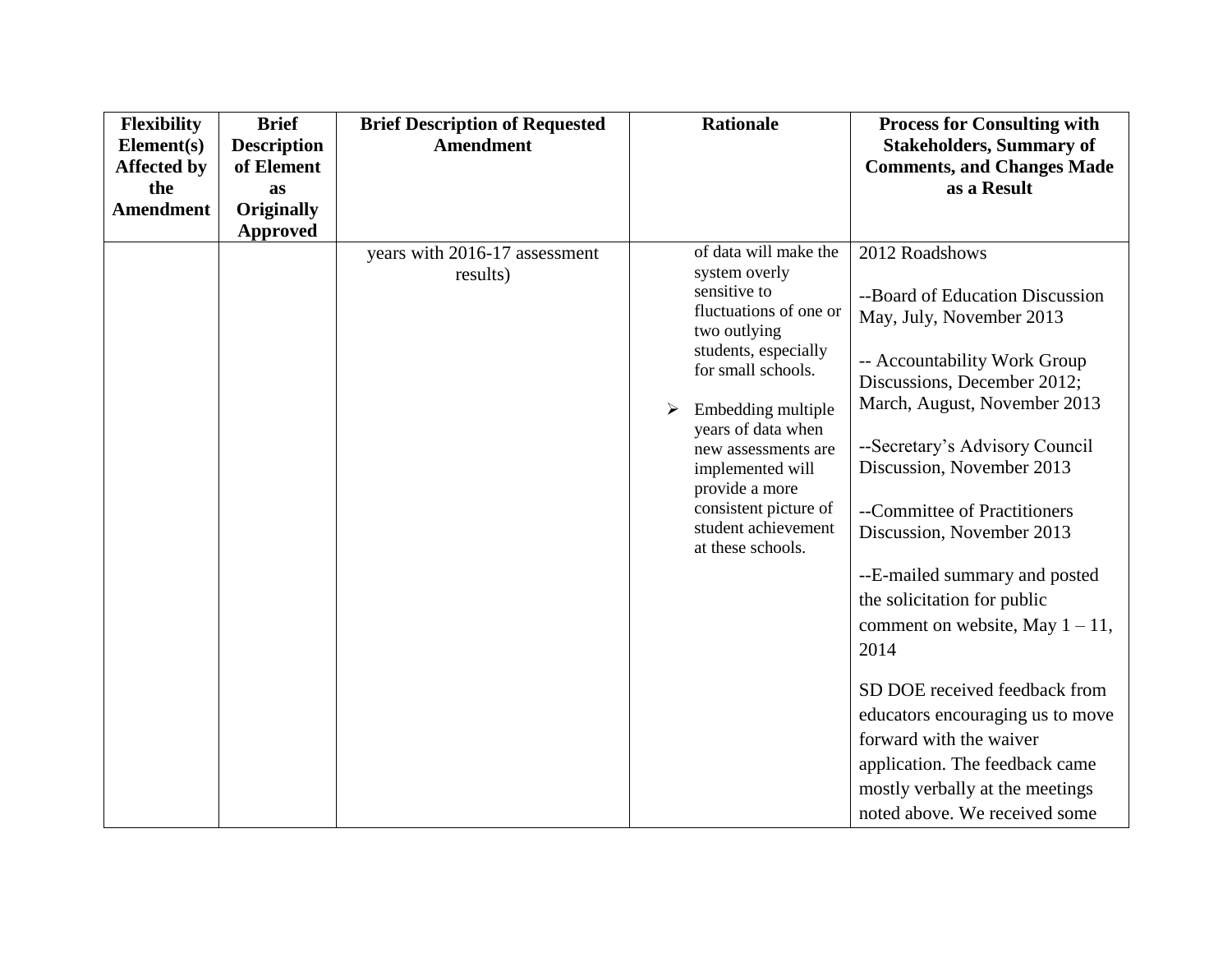| Flexibility Element(s) Affected by the Amendment | Brief Description of Element as Originally Approved | Brief Description of Requested Amendment | Rationale | Process for Consulting with Stakeholders, Summary of Comments, and Changes Made as a Result |
|---|---|---|---|---|
| | | years with 2016-17 assessment results) | of data will make the system overly sensitive to fluctuations of one or two outlying students, especially for small schools.<br><br>➢ Embedding multiple years of data when new assessments are implemented will provide a more consistent picture of student achievement at these schools. | 2012 Roadshows<br><br>--Board of Education Discussion May, July, November 2013<br><br>-- Accountability Work Group Discussions, December 2012; March, August, November 2013<br><br>--Secretary's Advisory Council Discussion, November 2013<br><br>--Committee of Practitioners Discussion, November 2013<br><br>--E-mailed summary and posted the solicitation for public comment on website, May 1 – 11, 2014<br><br>SD DOE received feedback from educators encouraging us to move forward with the waiver application. The feedback came mostly verbally at the meetings noted above. We received some |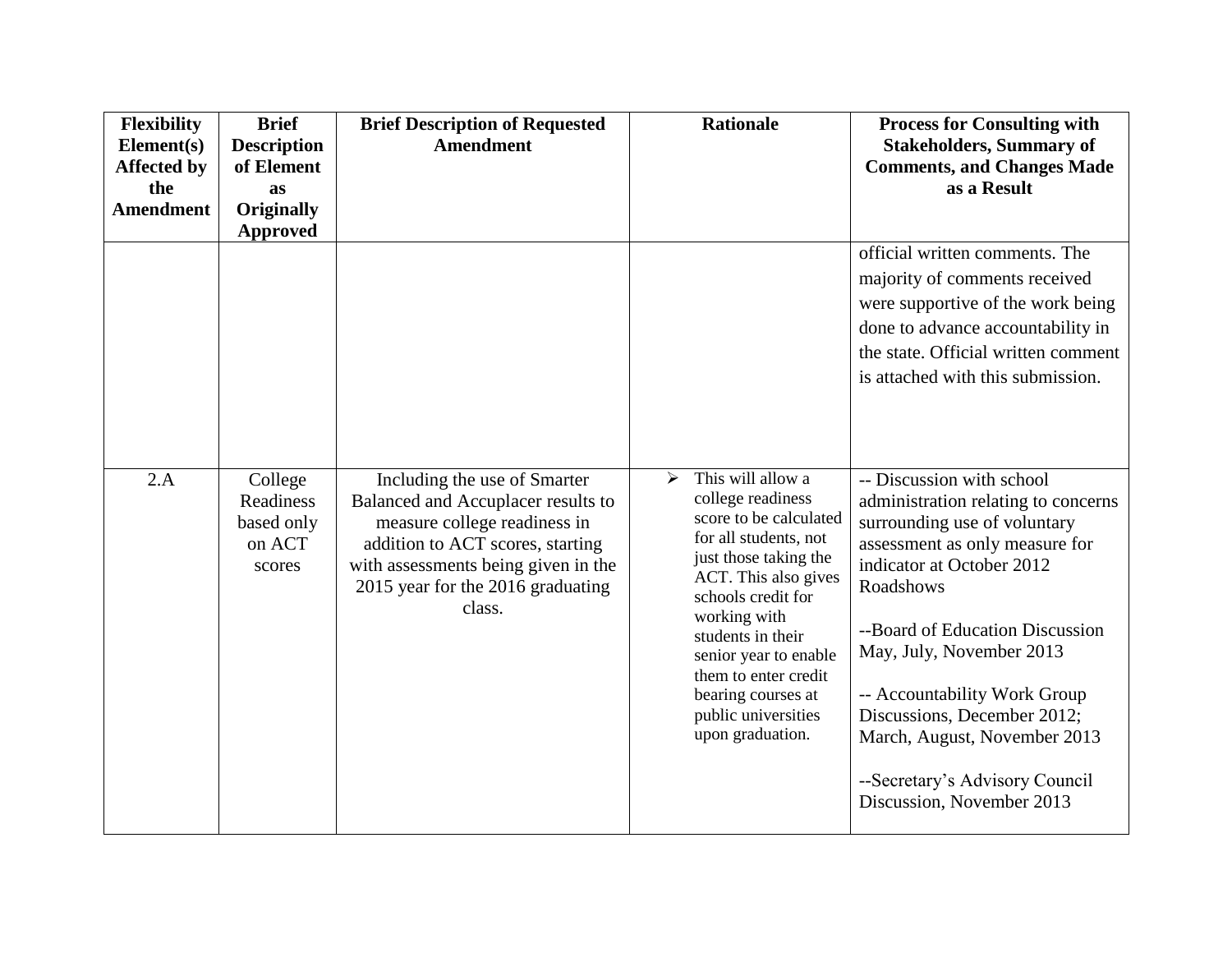| Flexibility Element(s) Affected by the Amendment | Brief Description of Element as Originally Approved | Brief Description of Requested Amendment | Rationale | Process for Consulting with Stakeholders, Summary of Comments, and Changes Made as a Result |
|---|---|---|---|---|
| | | | | official written comments. The majority of comments received were supportive of the work being done to advance accountability in the state. Official written comment is attached with this submission. |
| 2.A | College Readiness based only on ACT scores | Including the use of Smarter Balanced and Accuplacer results to measure college readiness in addition to ACT scores, starting with assessments being given in the 2015 year for the 2016 graduating class. | ➢ This will allow a college readiness score to be calculated for all students, not just those taking the ACT. This also gives schools credit for working with students in their senior year to enable them to enter credit bearing courses at public universities upon graduation. | -- Discussion with school administration relating to concerns surrounding use of voluntary assessment as only measure for indicator at October 2012 Roadshows<br><br>--Board of Education Discussion May, July, November 2013<br><br>-- Accountability Work Group Discussions, December 2012; March, August, November 2013<br><br>--Secretary's Advisory Council Discussion, November 2013 |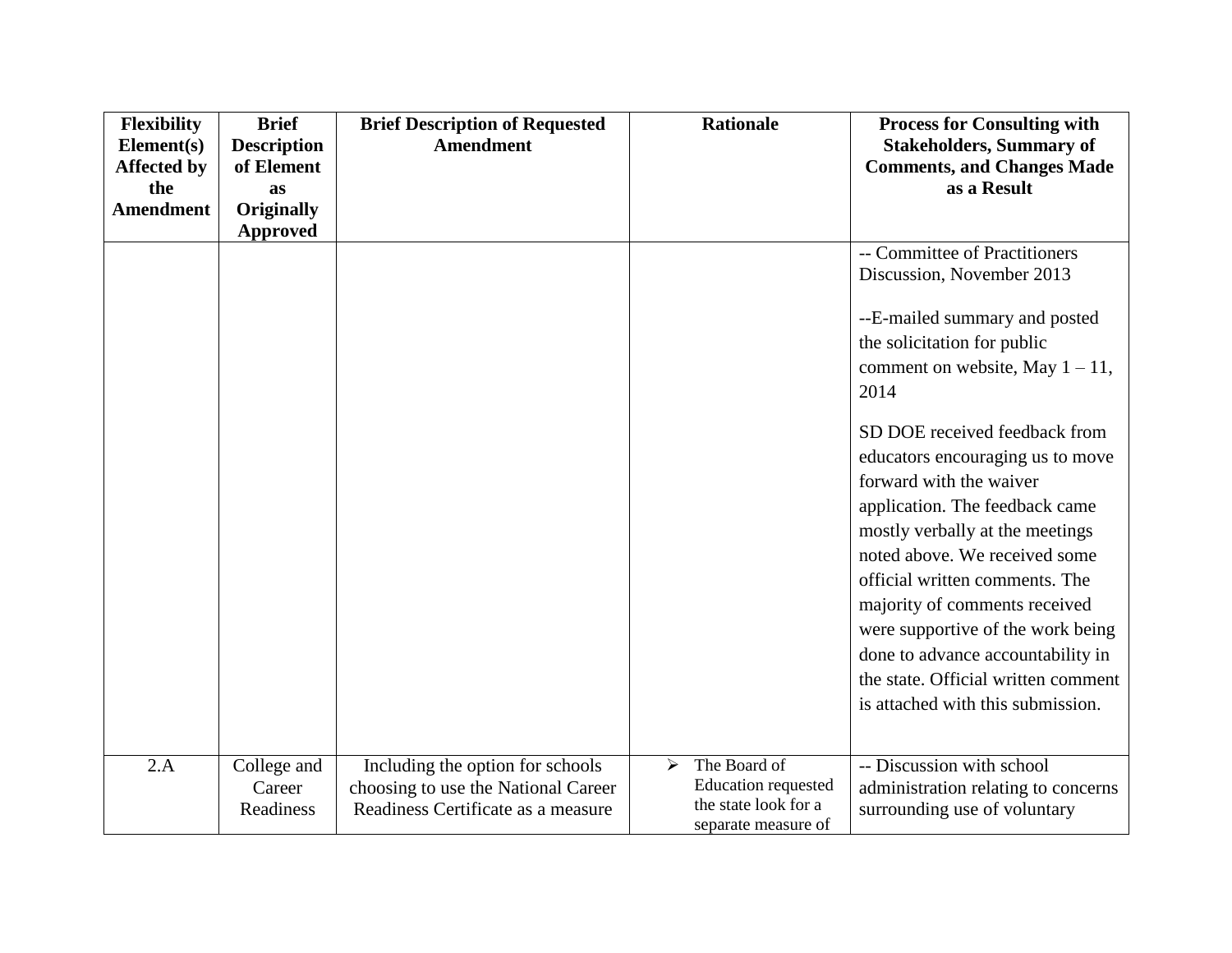| Flexibility Element(s) Affected by the Amendment | Brief Description of Element as Originally Approved | Brief Description of Requested Amendment | Rationale | Process for Consulting with Stakeholders, Summary of Comments, and Changes Made as a Result |
|---|---|---|---|---|
| | | | | -- Committee of Practitioners Discussion, November 2013<br><br>--E-mailed summary and posted the solicitation for public comment on website, May 1 – 11, 2014<br><br>SD DOE received feedback from educators encouraging us to move forward with the waiver application. The feedback came mostly verbally at the meetings noted above. We received some official written comments. The majority of comments received were supportive of the work being done to advance accountability in the state. Official written comment is attached with this submission. |
| 2.A | College and Career Readiness | Including the option for schools choosing to use the National Career Readiness Certificate as a measure | ➢ The Board of Education requested the state look for a separate measure of | -- Discussion with school administration relating to concerns surrounding use of voluntary |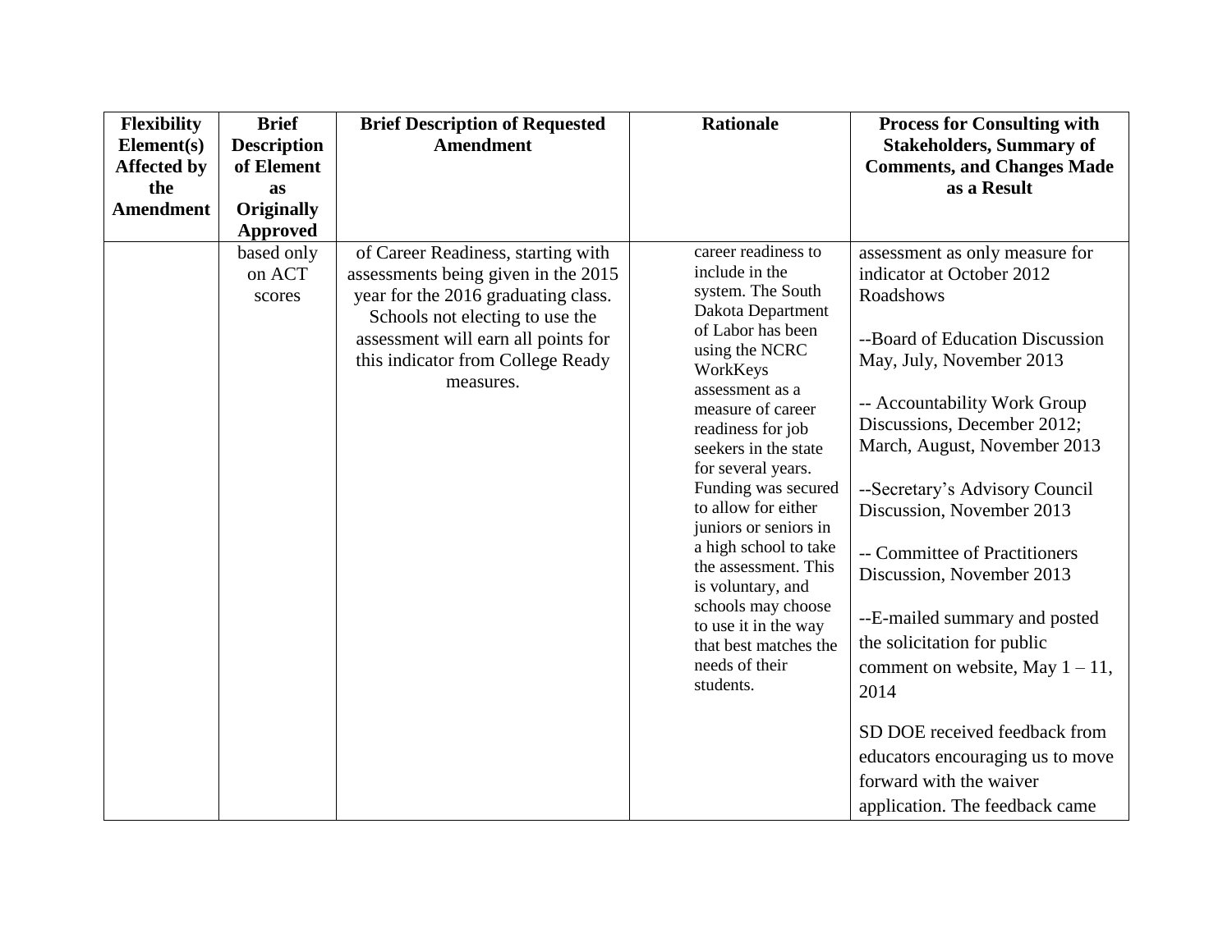| Flexibility Element(s) Affected by the Amendment | Brief Description of Element as Originally Approved | Brief Description of Requested Amendment | Rationale | Process for Consulting with Stakeholders, Summary of Comments, and Changes Made as a Result |
|---|---|---|---|---|
| | based only on ACT scores | of Career Readiness, starting with assessments being given in the 2015 year for the 2016 graduating class. Schools not electing to use the assessment will earn all points for this indicator from College Ready measures. | career readiness to include in the system. The South Dakota Department of Labor has been using the NCRC WorkKeys assessment as a measure of career readiness for job seekers in the state for several years. Funding was secured to allow for either juniors or seniors in a high school to take the assessment. This is voluntary, and schools may choose to use it in the way that best matches the needs of their students. | assessment as only measure for indicator at October 2012 Roadshows<br><br>--Board of Education Discussion May, July, November 2013<br><br>-- Accountability Work Group Discussions, December 2012; March, August, November 2013<br><br>--Secretary's Advisory Council Discussion, November 2013<br><br>-- Committee of Practitioners Discussion, November 2013<br><br>--E-mailed summary and posted the solicitation for public comment on website, May 1 – 11, 2014<br><br>SD DOE received feedback from educators encouraging us to move forward with the waiver application. The feedback came |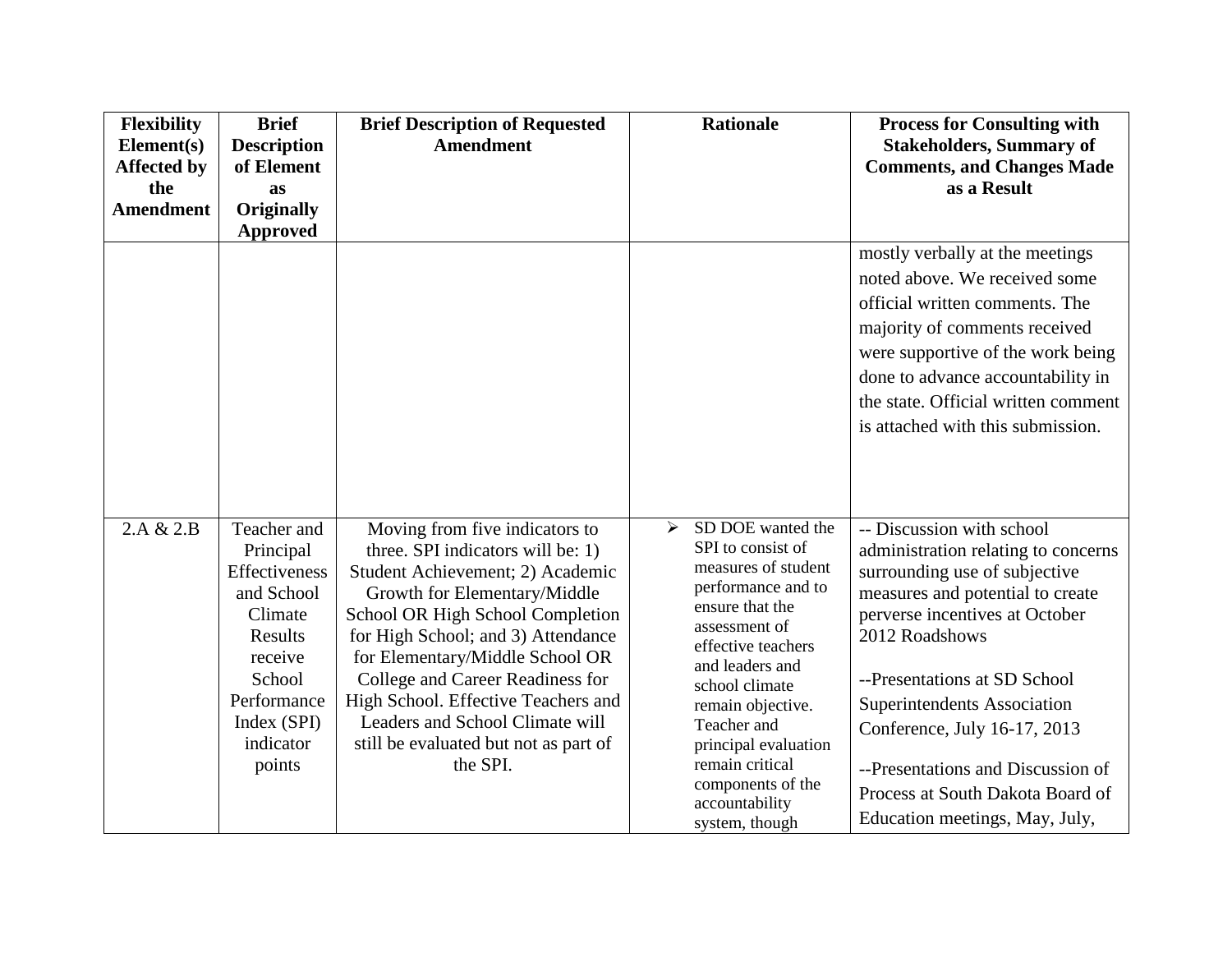| Flexibility Element(s) Affected by the Amendment | Brief Description of Element as Originally Approved | Brief Description of Requested Amendment | Rationale | Process for Consulting with Stakeholders, Summary of Comments, and Changes Made as a Result |
|---|---|---|---|---|
| | | | | mostly verbally at the meetings noted above. We received some official written comments. The majority of comments received were supportive of the work being done to advance accountability in the state. Official written comment is attached with this submission. |
| 2.A & 2.B | Teacher and Principal Effectiveness and School Climate Results receive School Performance Index (SPI) indicator points | Moving from five indicators to three. SPI indicators will be: 1) Student Achievement; 2) Academic Growth for Elementary/Middle School OR High School Completion for High School; and 3) Attendance for Elementary/Middle School OR College and Career Readiness for High School. Effective Teachers and Leaders and School Climate will still be evaluated but not as part of the SPI. | ➢ SD DOE wanted the SPI to consist of measures of student performance and to ensure that the assessment of effective teachers and leaders and school climate remain objective. Teacher and principal evaluation remain critical components of the accountability system, though | -- Discussion with school administration relating to concerns surrounding use of subjective measures and potential to create perverse incentives at October 2012 Roadshows<br><br>--Presentations at SD School Superintendents Association Conference, July 16-17, 2013<br><br>--Presentations and Discussion of Process at South Dakota Board of Education meetings, May, July, |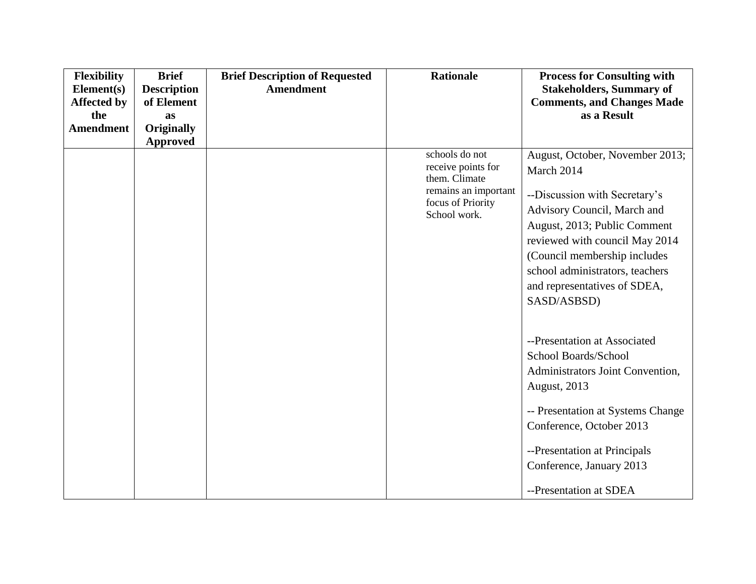| Flexibility Element(s) Affected by the Amendment | Brief Description of Element as Originally Approved | Brief Description of Requested Amendment | Rationale | Process for Consulting with Stakeholders, Summary of Comments, and Changes Made as a Result |
|---|---|---|---|---|
| | | | schools do not receive points for them. Climate remains an important focus of Priority School work. | August, October, November 2013; March 2014<br><br>--Discussion with Secretary's Advisory Council, March and August, 2013; Public Comment reviewed with council May 2014 (Council membership includes school administrators, teachers and representatives of SDEA, SASD/ASBSD)<br><br>--Presentation at Associated School Boards/School Administrators Joint Convention, August, 2013<br><br>-- Presentation at Systems Change Conference, October 2013<br><br>--Presentation at Principals Conference, January 2013<br><br>--Presentation at SDEA |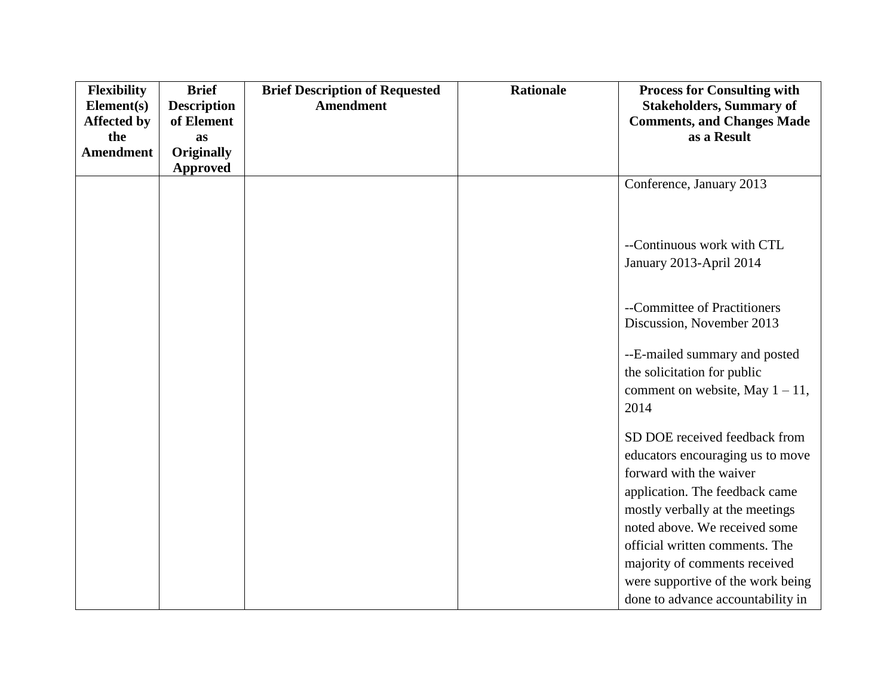| Flexibility Element(s) Affected by the Amendment | Brief Description of Element as Originally Approved | Brief Description of Requested Amendment | Rationale | Process for Consulting with Stakeholders, Summary of Comments, and Changes Made as a Result |
|---|---|---|---|---|
| | | | | Conference, January 2013<br><br>--Continuous work with CTL January 2013-April 2014<br><br>--Committee of Practitioners Discussion, November 2013<br><br>--E-mailed summary and posted the solicitation for public comment on website, May 1 – 11, 2014<br><br>SD DOE received feedback from educators encouraging us to move forward with the waiver application. The feedback came mostly verbally at the meetings noted above. We received some official written comments. The majority of comments received were supportive of the work being done to advance accountability in |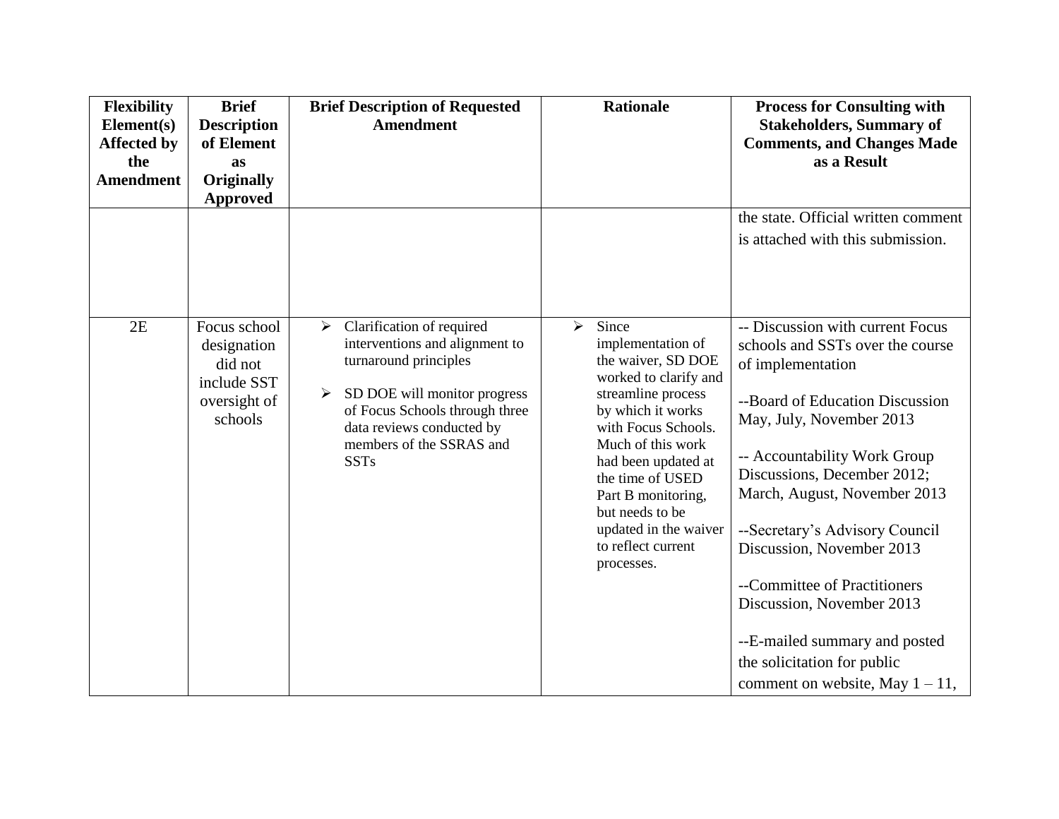| Flexibility Element(s) Affected by the Amendment | Brief Description of Element as Originally Approved | Brief Description of Requested Amendment | Rationale | Process for Consulting with Stakeholders, Summary of Comments, and Changes Made as a Result |
|---|---|---|---|---|
| | | | | the state. Official written comment is attached with this submission. |
| 2E | Focus school designation did not include SST oversight of schools | ➢ Clarification of required interventions and alignment to turnaround principles<br><br>➢ SD DOE will monitor progress of Focus Schools through three data reviews conducted by members of the SSRAS and SSTs | ➢ Since implementation of the waiver, SD DOE worked to clarify and streamline process by which it works with Focus Schools. Much of this work had been updated at the time of USED Part B monitoring, but needs to be updated in the waiver to reflect current processes. | -- Discussion with current Focus schools and SSTs over the course of implementation<br><br>--Board of Education Discussion May, July, November 2013<br><br>-- Accountability Work Group Discussions, December 2012; March, August, November 2013<br><br>--Secretary's Advisory Council Discussion, November 2013<br><br>--Committee of Practitioners Discussion, November 2013<br><br>--E-mailed summary and posted the solicitation for public comment on website, May 1 – 11, |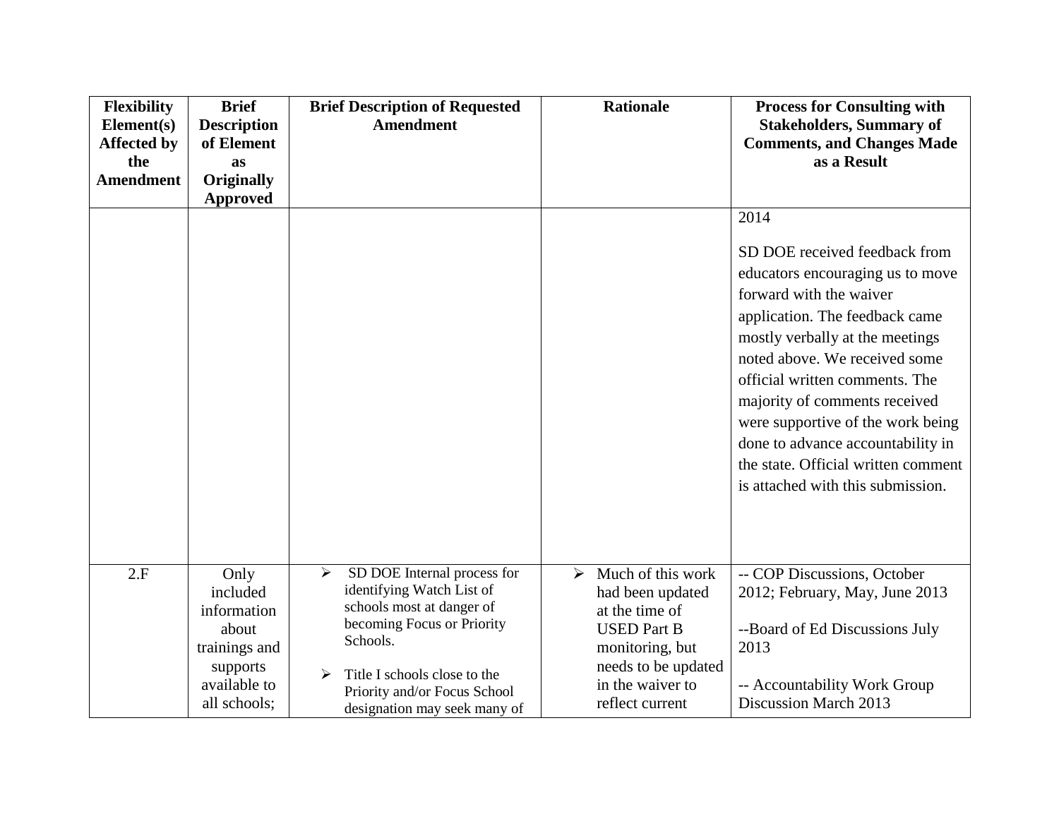| Flexibility Element(s) Affected by the Amendment | Brief Description of Element as Originally Approved | Brief Description of Requested Amendment | Rationale | Process for Consulting with Stakeholders, Summary of Comments, and Changes Made as a Result |
|---|---|---|---|---|
| | | | | 2014<br><br>SD DOE received feedback from educators encouraging us to move forward with the waiver application. The feedback came mostly verbally at the meetings noted above. We received some official written comments. The majority of comments received were supportive of the work being done to advance accountability in the state. Official written comment is attached with this submission. |
| 2.F | Only included information about trainings and supports available to all schools; | ➢ SD DOE Internal process for identifying Watch List of schools most at danger of becoming Focus or Priority Schools.<br><br>➢ Title I schools close to the Priority and/or Focus School designation may seek many of | ➢ Much of this work had been updated at the time of USED Part B monitoring, but needs to be updated in the waiver to reflect current | -- COP Discussions, October 2012; February, May, June 2013<br><br>--Board of Ed Discussions July 2013<br><br>-- Accountability Work Group Discussion March 2013 |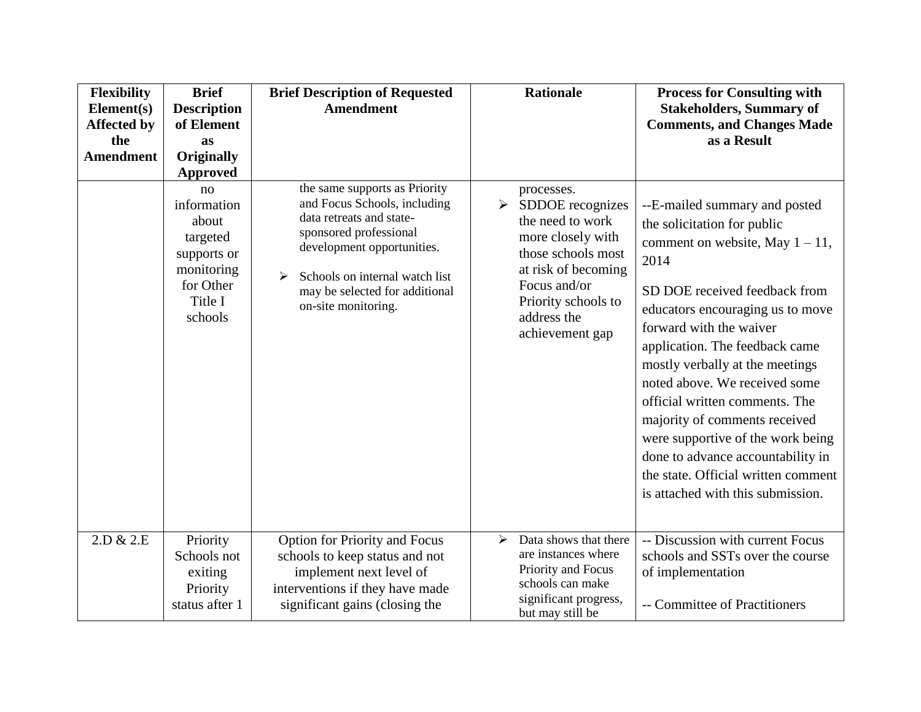| Flexibility Element(s) Affected by the Amendment | Brief Description of Element as Originally Approved | Brief Description of Requested Amendment | Rationale | Process for Consulting with Stakeholders, Summary of Comments, and Changes Made as a Result |
|---|---|---|---|---|
| | no information about targeted supports or monitoring for Other Title I schools | the same supports as Priority and Focus Schools, including data retreats and state-sponsored professional development opportunities.<br><br>➢ Schools on internal watch list may be selected for additional on-site monitoring. | processes.<br>➢ SDDOE recognizes the need to work more closely with those schools most at risk of becoming Focus and/or Priority schools to address the achievement gap | --E-mailed summary and posted the solicitation for public comment on website, May 1 – 11, 2014<br><br>SD DOE received feedback from educators encouraging us to move forward with the waiver application. The feedback came mostly verbally at the meetings noted above. We received some official written comments. The majority of comments received were supportive of the work being done to advance accountability in the state. Official written comment is attached with this submission. |
| 2.D & 2.E | Priority Schools not exiting Priority status after 1 | Option for Priority and Focus schools to keep status and not implement next level of interventions if they have made significant gains (closing the | ➢ Data shows that there are instances where Priority and Focus schools can make significant progress, but may still be | -- Discussion with current Focus schools and SSTs over the course of implementation<br><br>-- Committee of Practitioners |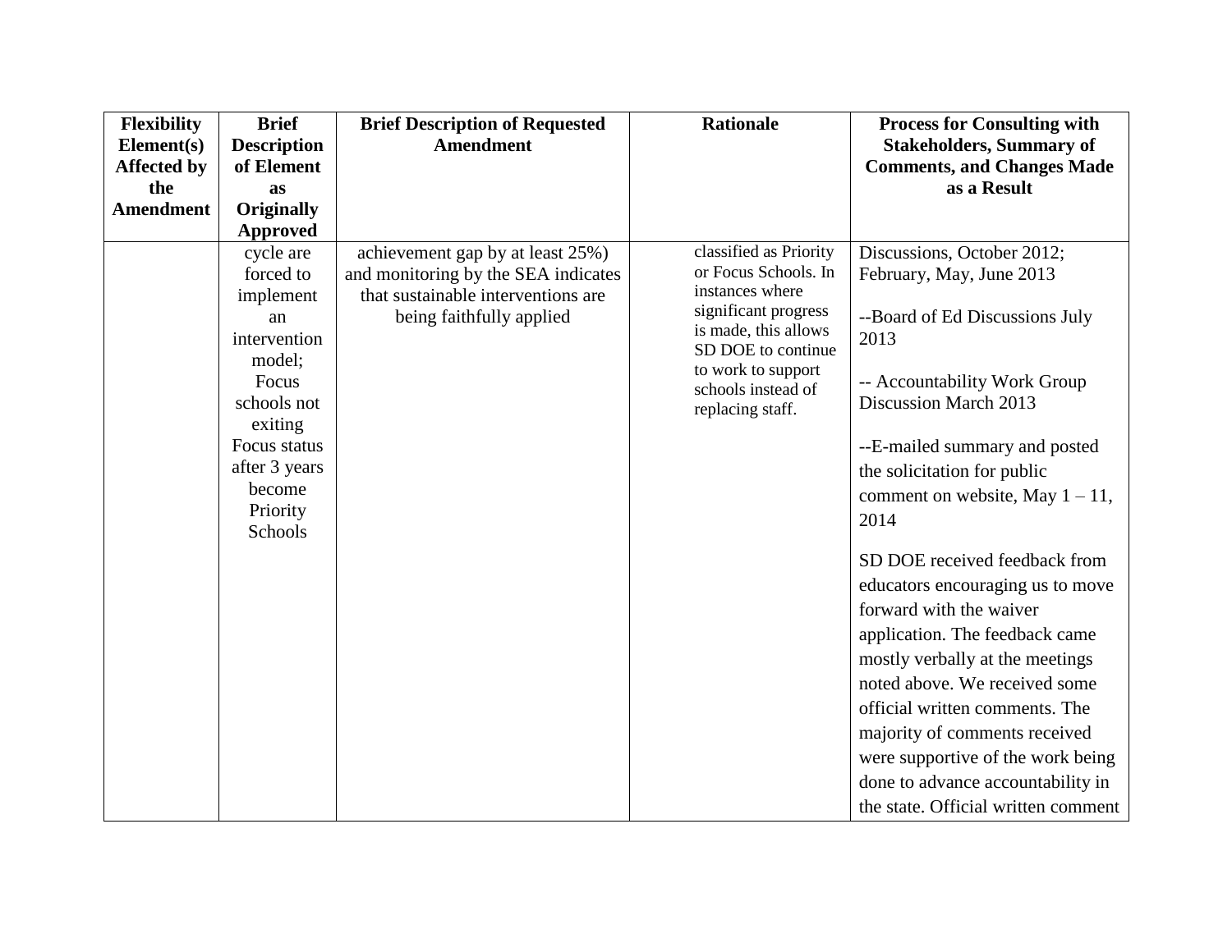| Flexibility Element(s) Affected by the Amendment | Brief Description of Element as Originally Approved | Brief Description of Requested Amendment | Rationale | Process for Consulting with Stakeholders, Summary of Comments, and Changes Made as a Result |
|---|---|---|---|---|
| | cycle are forced to implement an intervention model; Focus schools not exiting Focus status after 3 years become Priority Schools | achievement gap by at least 25%) and monitoring by the SEA indicates that sustainable interventions are being faithfully applied | classified as Priority or Focus Schools. In instances where significant progress is made, this allows SD DOE to continue to work to support schools instead of replacing staff. | Discussions, October 2012; February, May, June 2013<br><br>--Board of Ed Discussions July 2013<br><br>-- Accountability Work Group Discussion March 2013<br><br>--E-mailed summary and posted the solicitation for public comment on website, May 1 – 11, 2014<br><br>SD DOE received feedback from educators encouraging us to move forward with the waiver application. The feedback came mostly verbally at the meetings noted above. We received some official written comments. The majority of comments received were supportive of the work being done to advance accountability in the state. Official written comment |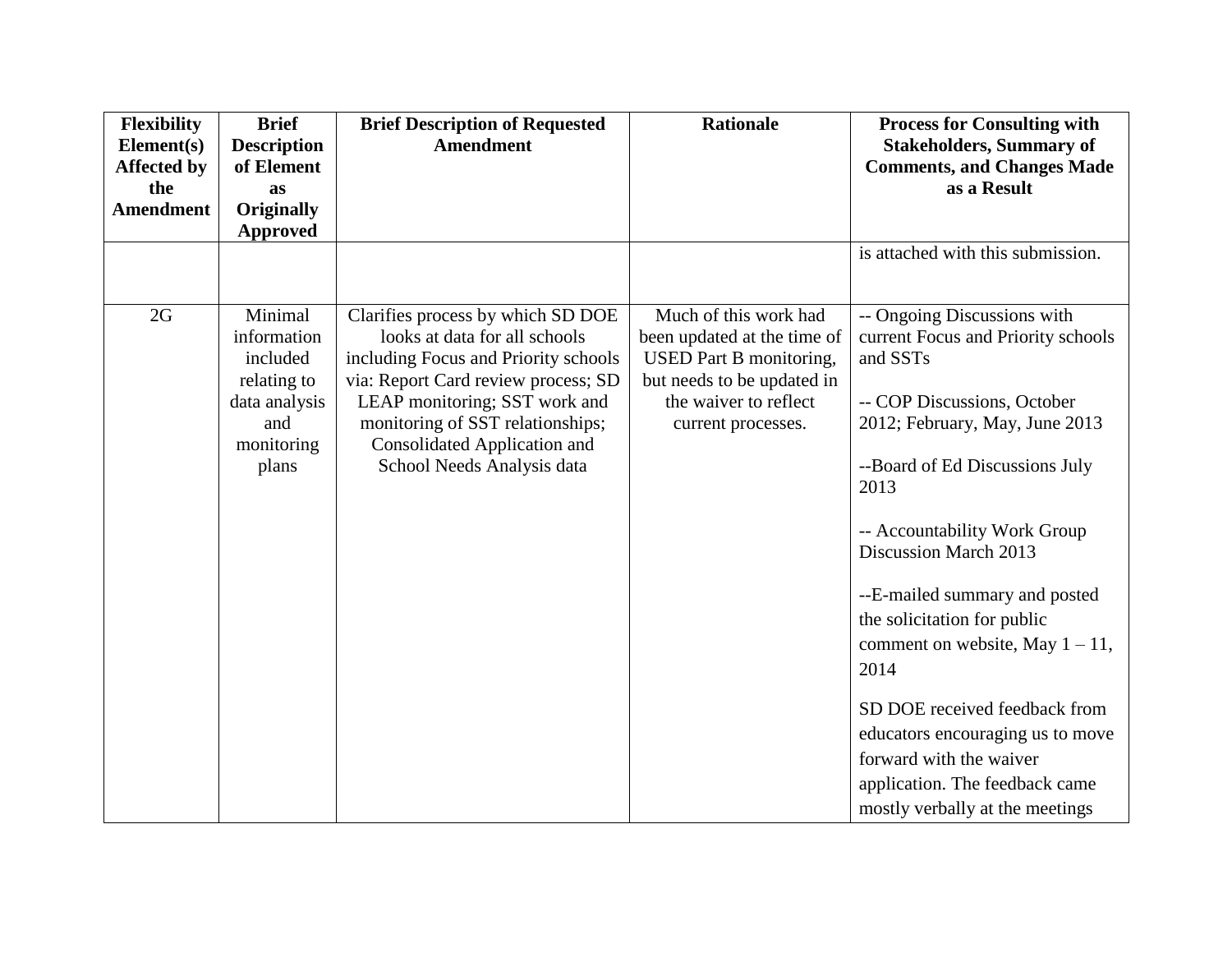| Flexibility Element(s) Affected by the Amendment | Brief Description of Element as Originally Approved | Brief Description of Requested Amendment | Rationale | Process for Consulting with Stakeholders, Summary of Comments, and Changes Made as a Result |
|---|---|---|---|---|
| | | | | is attached with this submission. |
| 2G | Minimal information included relating to data analysis and monitoring plans | Clarifies process by which SD DOE looks at data for all schools including Focus and Priority schools via: Report Card review process; SD LEAP monitoring; SST work and monitoring of SST relationships; Consolidated Application and School Needs Analysis data | Much of this work had been updated at the time of USED Part B monitoring, but needs to be updated in the waiver to reflect current processes. | -- Ongoing Discussions with current Focus and Priority schools and SSTs<br><br>-- COP Discussions, October 2012; February, May, June 2013<br><br>--Board of Ed Discussions July 2013<br><br>-- Accountability Work Group Discussion March 2013<br><br>--E-mailed summary and posted the solicitation for public comment on website, May 1 – 11, 2014<br><br>SD DOE received feedback from educators encouraging us to move forward with the waiver application. The feedback came mostly verbally at the meetings |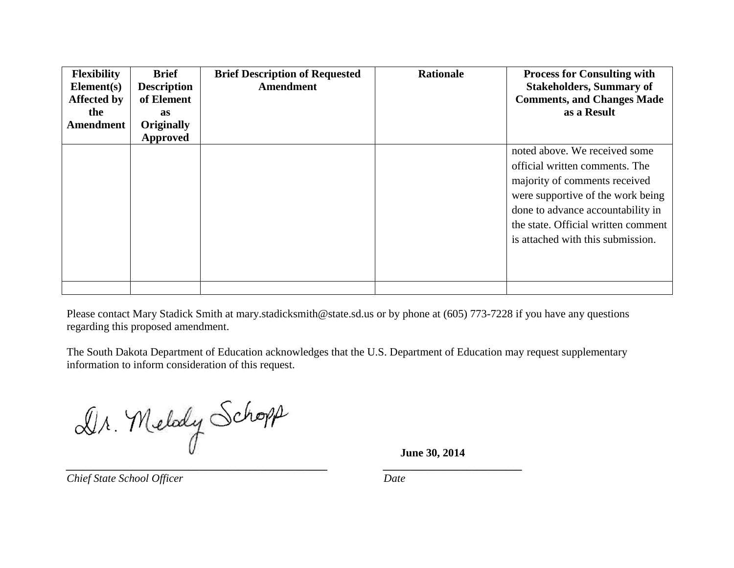| Flexibility Element(s) Affected by the Amendment | Brief Description of Element as Originally Approved | Brief Description of Requested Amendment | Rationale | Process for Consulting with Stakeholders, Summary of Comments, and Changes Made as a Result |
|---|---|---|---|---|
| | | | | noted above. We received some official written comments. The majority of comments received were supportive of the work being done to advance accountability in the state. Official written comment is attached with this submission. |
| | | | | |

Please contact Mary Stadick Smith at mary.stadicksmith@state.sd.us or by phone at (605) 773-7228 if you have any questions regarding this proposed amendment.

The South Dakota Department of Education acknowledges that the U.S. Department of Education may request supplementary information to inform consideration of this request.

Dr. Melody Schopp

*Chief State School Officer*

**June 30, 2014**

*Date*